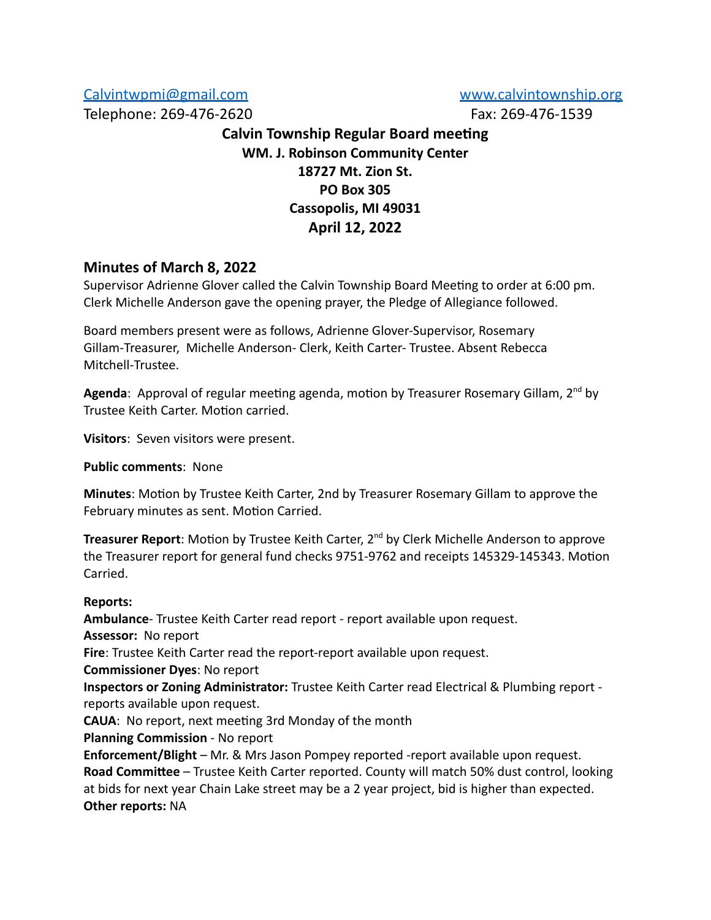Calvintwpmi@gmail.com www.calvintownship.org

Telephone: 269-476-2620 Fax: 269-476-1539

**Calvin Township Regular Board meeting**
**WM. J. Robinson Community Center**
**18727 Mt. Zion St.**
**PO Box 305**
**Cassopolis, MI 49031**
**April 12, 2022**

## Minutes of March 8, 2022

Supervisor Adrienne Glover called the Calvin Township Board Meeting to order at 6:00 pm. Clerk Michelle Anderson gave the opening prayer, the Pledge of Allegiance followed.

Board members present were as follows, Adrienne Glover-Supervisor, Rosemary Gillam-Treasurer, Michelle Anderson- Clerk, Keith Carter- Trustee. Absent Rebecca Mitchell-Trustee.

**Agenda**: Approval of regular meeting agenda, motion by Treasurer Rosemary Gillam, 2nd by Trustee Keith Carter. Motion carried.

**Visitors**: Seven visitors were present.

**Public comments**: None

**Minutes**: Motion by Trustee Keith Carter, 2nd by Treasurer Rosemary Gillam to approve the February minutes as sent. Motion Carried.

**Treasurer Report**: Motion by Trustee Keith Carter, 2nd by Clerk Michelle Anderson to approve the Treasurer report for general fund checks 9751-9762 and receipts 145329-145343. Motion Carried.

**Reports:**
**Ambulance**- Trustee Keith Carter read report - report available upon request.
**Assessor:** No report
**Fire**: Trustee Keith Carter read the report-report available upon request.
**Commissioner Dyes**: No report
**Inspectors or Zoning Administrator:** Trustee Keith Carter read Electrical & Plumbing report - reports available upon request.
**CAUA**: No report, next meeting 3rd Monday of the month
**Planning Commission** - No report
**Enforcement/Blight** – Mr. & Mrs Jason Pompey reported -report available upon request.
**Road Committee** – Trustee Keith Carter reported. County will match 50% dust control, looking at bids for next year Chain Lake street may be a 2 year project, bid is higher than expected.
**Other reports:** NA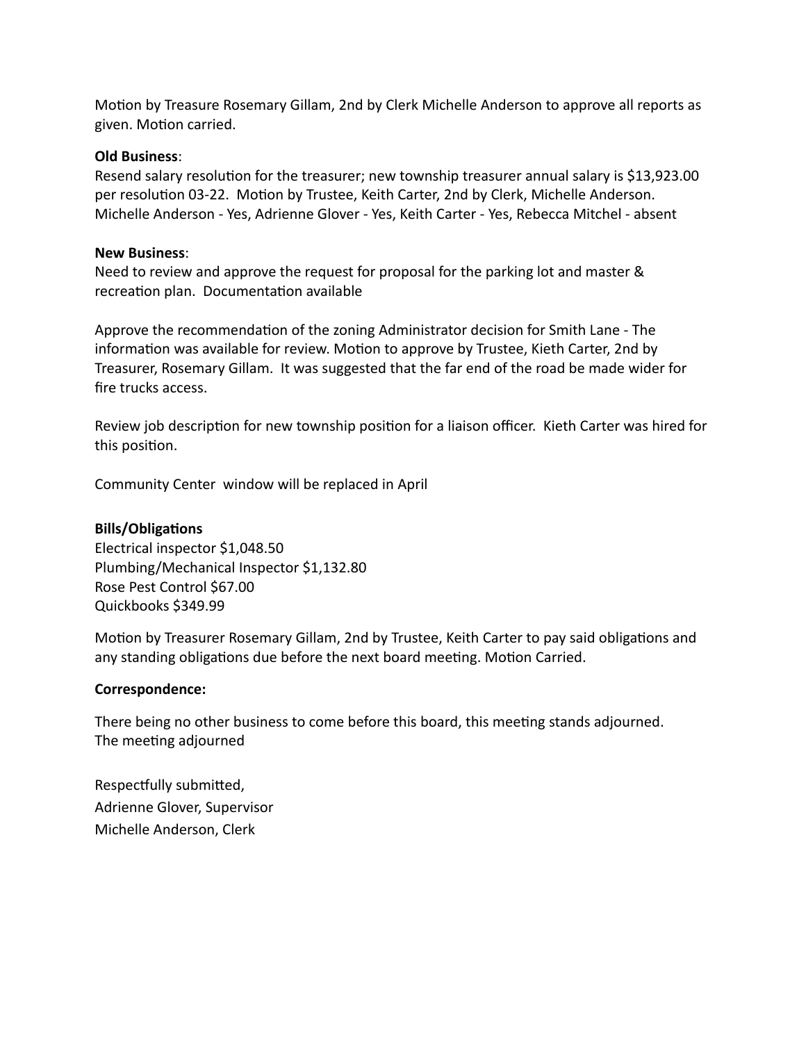Motion by Treasure Rosemary Gillam, 2nd by Clerk Michelle Anderson to approve all reports as given. Motion carried.

**Old Business**:
Resend salary resolution for the treasurer; new township treasurer annual salary is $13,923.00 per resolution 03-22. Motion by Trustee, Keith Carter, 2nd by Clerk, Michelle Anderson. Michelle Anderson - Yes, Adrienne Glover - Yes, Keith Carter - Yes, Rebecca Mitchel - absent

**New Business**:
Need to review and approve the request for proposal for the parking lot and master & recreation plan. Documentation available

Approve the recommendation of the zoning Administrator decision for Smith Lane - The information was available for review. Motion to approve by Trustee, Kieth Carter, 2nd by Treasurer, Rosemary Gillam. It was suggested that the far end of the road be made wider for fire trucks access.

Review job description for new township position for a liaison officer. Kieth Carter was hired for this position.

Community Center window will be replaced in April

**Bills/Obligations**
Electrical inspector $1,048.50
Plumbing/Mechanical Inspector $1,132.80
Rose Pest Control $67.00
Quickbooks $349.99

Motion by Treasurer Rosemary Gillam, 2nd by Trustee, Keith Carter to pay said obligations and any standing obligations due before the next board meeting. Motion Carried.

**Correspondence:**

There being no other business to come before this board, this meeting stands adjourned.
The meeting adjourned

Respectfully submitted,
Adrienne Glover, Supervisor
Michelle Anderson, Clerk